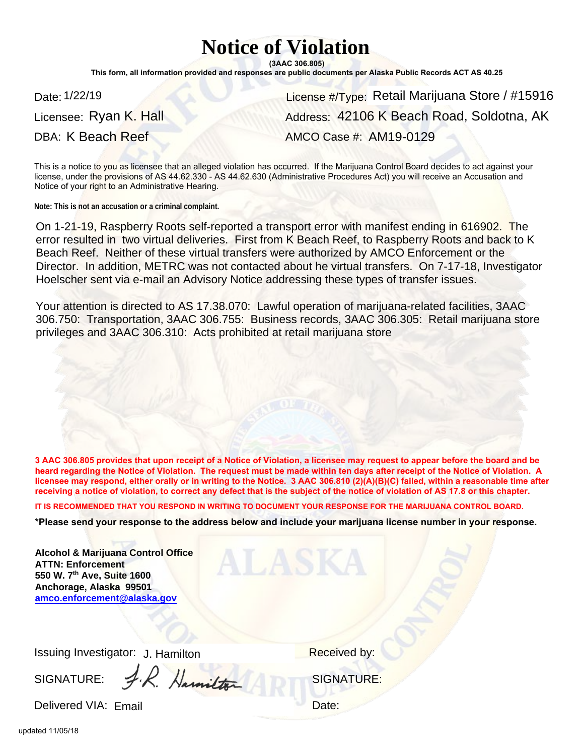# Notice of Violation

**(3AAC 306.805)**

**This form, all information provided and responses are public documents per Alaska Public Records ACT AS 40.25**

Date: 1/22/19

License #/Type: Retail Marijuana Store / #15916

Licensee: Ryan K. Hall

Address: 42106 K Beach Road, Soldotna, AK

DBA: K Beach Reef

AMCO Case #: AM19-0129

This is a notice to you as licensee that an alleged violation has occurred. If the Marijuana Control Board decides to act against your license, under the provisions of AS 44.62.330 - AS 44.62.630 (Administrative Procedures Act) you will receive an Accusation and Notice of your right to an Administrative Hearing.

**Note: This is not an accusation or a criminal complaint.**

On 1-21-19, Raspberry Roots self-reported a transport error with manifest ending in 616902. The error resulted in two virtual deliveries. First from K Beach Reef, to Raspberry Roots and back to K Beach Reef. Neither of these virtual transfers were authorized by AMCO Enforcement or the Director. In addition, METRC was not contacted about he virtual transfers. On 7-17-18, Investigator Hoelscher sent via e-mail an Advisory Notice addressing these types of transfer issues.

Your attention is directed to AS 17.38.070: Lawful operation of marijuana-related facilities, 3AAC 306.750: Transportation, 3AAC 306.755: Business records, 3AAC 306.305: Retail marijuana store privileges and 3AAC 306.310: Acts prohibited at retail marijuana store

**3 AAC 306.805 provides that upon receipt of a Notice of Violation, a licensee may request to appear before the board and be heard regarding the Notice of Violation. The request must be made within ten days after receipt of the Notice of Violation. A licensee may respond, either orally or in writing to the Notice. 3 AAC 306.810 (2)(A)(B)(C) failed, within a reasonable time after receiving a notice of violation, to correct any defect that is the subject of the notice of violation of AS 17.8 or this chapter.**

**IT IS RECOMMENDED THAT YOU RESPOND IN WRITING TO DOCUMENT YOUR RESPONSE FOR THE MARIJUANA CONTROL BOARD.**

***Please send your response to the address below and include your marijuana license number in your response.**

**Alcohol & Marijuana Control Office**
**ATTN: Enforcement**
**550 W. 7th Ave, Suite 1600**
**Anchorage, Alaska 99501**
**amco.enforcement@alaska.gov**

Issuing Investigator: J. Hamilton

SIGNATURE: J.R. Hamilton

Delivered VIA: Email

Received by:

SIGNATURE:

Date:

updated 11/05/18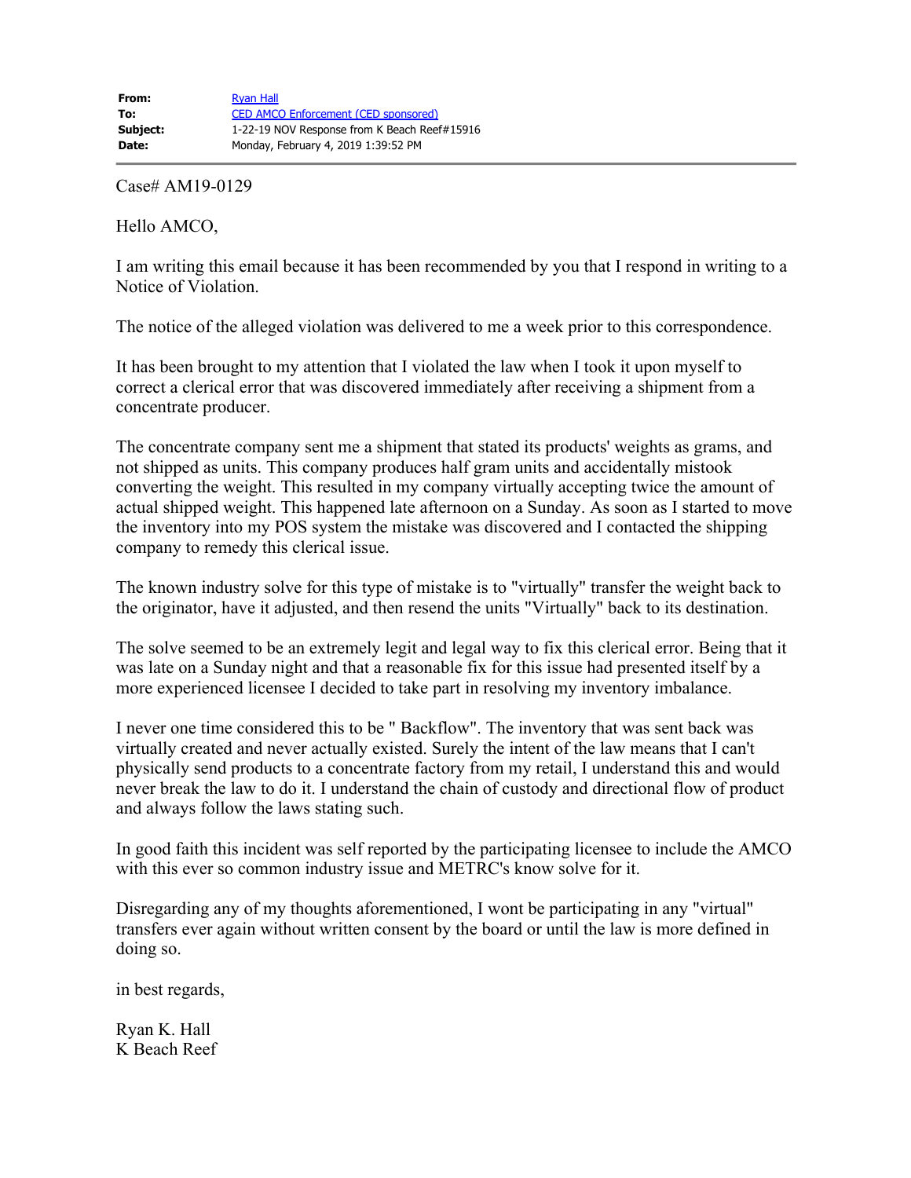| | |
|---|---|
| **From:** | Ryan Hall |
| **To:** | CED AMCO Enforcement (CED sponsored) |
| **Subject:** | 1-22-19 NOV Response from K Beach Reef#15916 |
| **Date:** | Monday, February 4, 2019 1:39:52 PM |

---

Case# AM19-0129

Hello AMCO,

I am writing this email because it has been recommended by you that I respond in writing to a Notice of Violation.

The notice of the alleged violation was delivered to me a week prior to this correspondence.

It has been brought to my attention that I violated the law when I took it upon myself to correct a clerical error that was discovered immediately after receiving a shipment from a concentrate producer.

The concentrate company sent me a shipment that stated its products' weights as grams, and not shipped as units. This company produces half gram units and accidentally mistook converting the weight. This resulted in my company virtually accepting twice the amount of actual shipped weight. This happened late afternoon on a Sunday. As soon as I started to move the inventory into my POS system the mistake was discovered and I contacted the shipping company to remedy this clerical issue.

The known industry solve for this type of mistake is to "virtually" transfer the weight back to the originator, have it adjusted, and then resend the units "Virtually" back to its destination.

The solve seemed to be an extremely legit and legal way to fix this clerical error. Being that it was late on a Sunday night and that a reasonable fix for this issue had presented itself by a more experienced licensee I decided to take part in resolving my inventory imbalance.

I never one time considered this to be " Backflow". The inventory that was sent back was virtually created and never actually existed. Surely the intent of the law means that I can't physically send products to a concentrate factory from my retail, I understand this and would never break the law to do it. I understand the chain of custody and directional flow of product and always follow the laws stating such.

In good faith this incident was self reported by the participating licensee to include the AMCO with this ever so common industry issue and METRC's know solve for it.

Disregarding any of my thoughts aforementioned, I wont be participating in any "virtual" transfers ever again without written consent by the board or until the law is more defined in doing so.

in best regards,

Ryan K. Hall
K Beach Reef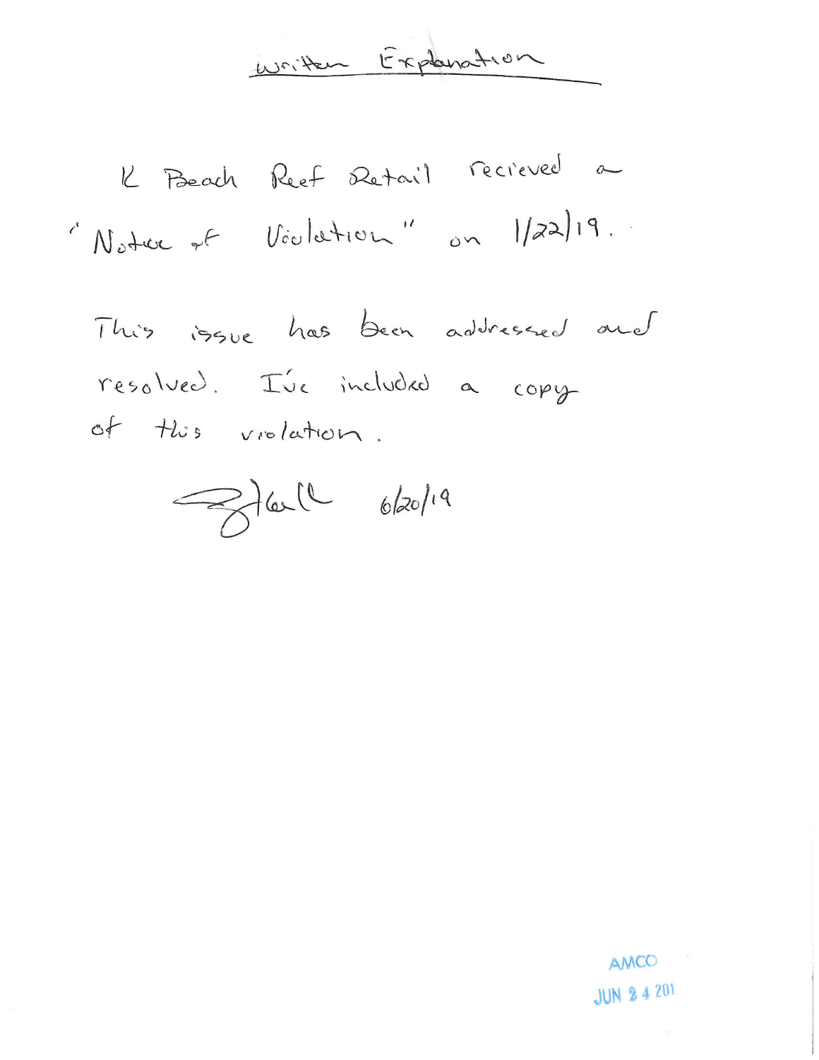# Written Explanation

K Beach Reef Retail recieved a "Notice of Violation" on 1/22/19.

This issue has been addressed and resolved. I've included a copy of this violation.

[Signature] 6/20/19

AMCO
JUN 24 201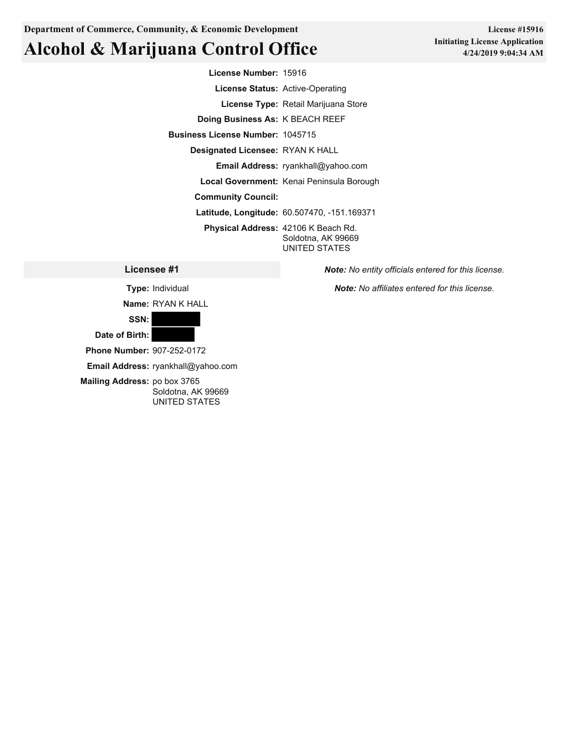**Department of Commerce, Community, & Economic Development**

# Alcohol & Marijuana Control Office

**License #15916**
**Initiating License Application**
**4/24/2019 9:04:34 AM**

**License Number:** 15916

**License Status:** Active-Operating

**License Type:** Retail Marijuana Store

**Doing Business As:** K BEACH REEF

**Business License Number:** 1045715

**Designated Licensee:** RYAN K HALL

**Email Address:** ryankhall@yahoo.com

**Local Government:** Kenai Peninsula Borough

**Community Council:**

**Latitude, Longitude:** 60.507470, -151.169371

**Physical Address:** 42106 K Beach Rd.
Soldotna, AK 99669
UNITED STATES

## Licensee #1

**Type:** Individual

**Name:** RYAN K HALL

**SSN:** [redacted]

**Date of Birth:** [redacted]

**Phone Number:** 907-252-0172

**Email Address:** ryankhall@yahoo.com

**Mailing Address:** po box 3765
Soldotna, AK 99669
UNITED STATES

***Note:*** *No entity officials entered for this license.*

***Note:*** *No affiliates entered for this license.*